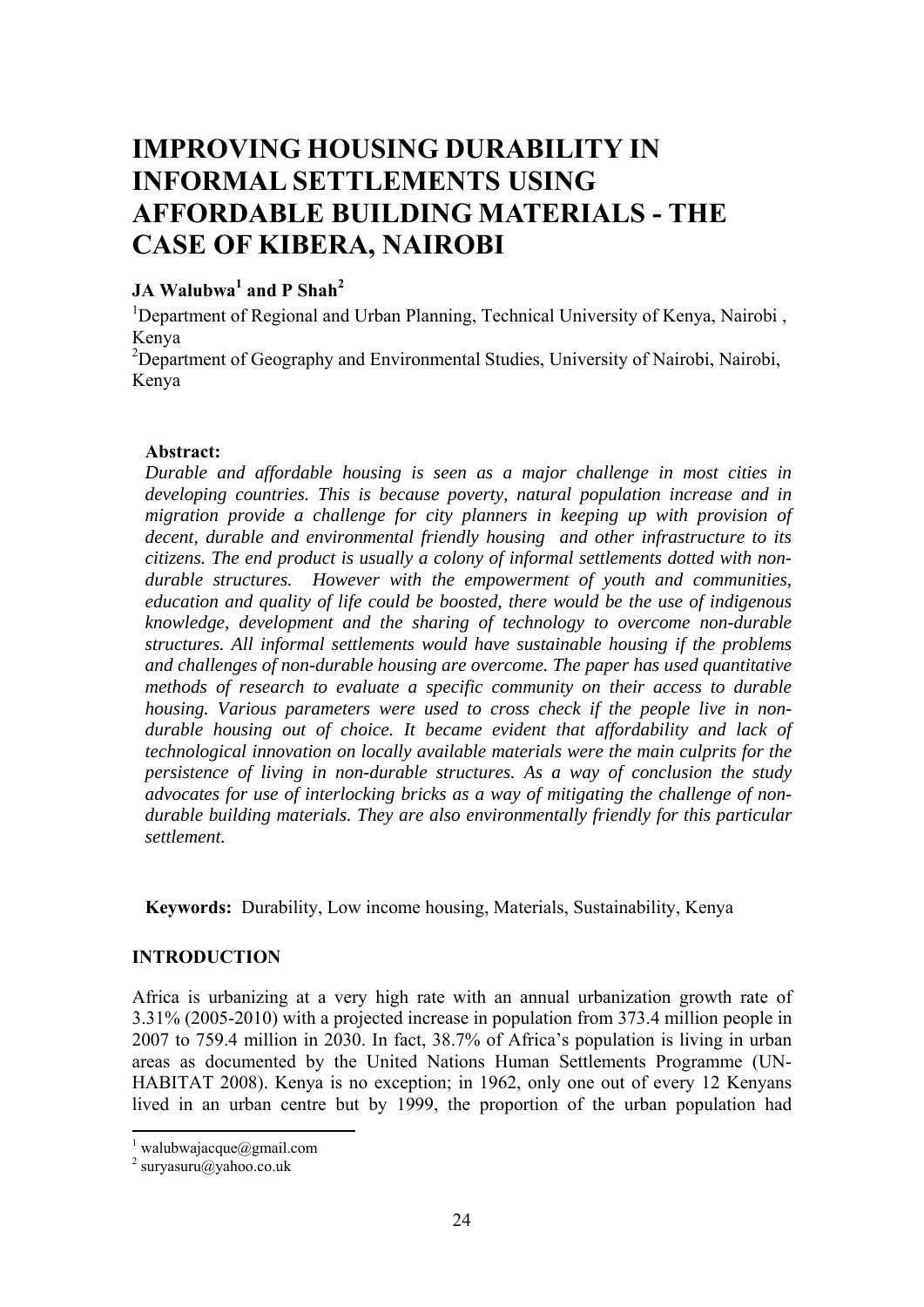# IMPROVING HOUSING DURABILITY IN INFORMAL SETTLEMENTS USING AFFORDABLE BUILDING MATERIALS - THE CASE OF KIBERA, NAIROBI

**JA Walubwa[1] and P Shah[2]**

[1]Department of Regional and Urban Planning, Technical University of Kenya, Nairobi , Kenya

[2]Department of Geography and Environmental Studies, University of Nairobi, Nairobi, Kenya

**Abstract:**

*Durable and affordable housing is seen as a major challenge in most cities in developing countries. This is because poverty, natural population increase and in migration provide a challenge for city planners in keeping up with provision of decent, durable and environmental friendly housing and other infrastructure to its citizens. The end product is usually a colony of informal settlements dotted with non-durable structures. However with the empowerment of youth and communities, education and quality of life could be boosted, there would be the use of indigenous knowledge, development and the sharing of technology to overcome non-durable structures. All informal settlements would have sustainable housing if the problems and challenges of non-durable housing are overcome. The paper has used quantitative methods of research to evaluate a specific community on their access to durable housing. Various parameters were used to cross check if the people live in non-durable housing out of choice. It became evident that affordability and lack of technological innovation on locally available materials were the main culprits for the persistence of living in non-durable structures. As a way of conclusion the study advocates for use of interlocking bricks as a way of mitigating the challenge of non-durable building materials. They are also environmentally friendly for this particular settlement.*

**Keywords:** Durability, Low income housing, Materials, Sustainability, Kenya

## INTRODUCTION

Africa is urbanizing at a very high rate with an annual urbanization growth rate of 3.31% (2005-2010) with a projected increase in population from 373.4 million people in 2007 to 759.4 million in 2030. In fact, 38.7% of Africa's population is living in urban areas as documented by the United Nations Human Settlements Programme (UN-HABITAT 2008). Kenya is no exception; in 1962, only one out of every 12 Kenyans lived in an urban centre but by 1999, the proportion of the urban population had

[1] walubwajacque@gmail.com

[2] suryasuru@yahoo.co.uk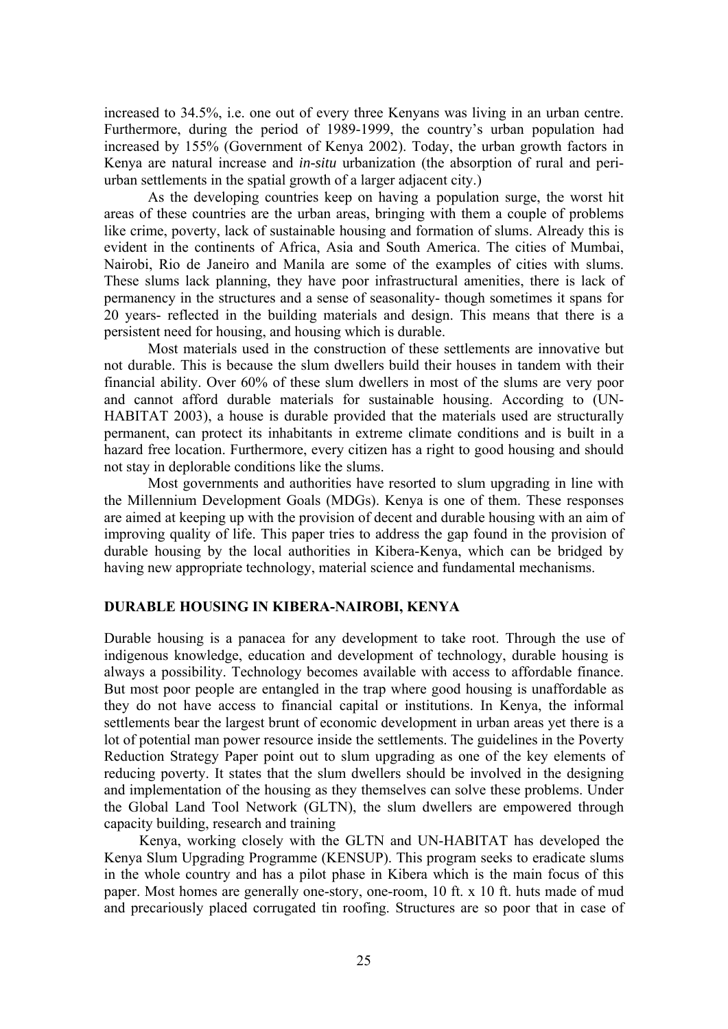increased to 34.5%, i.e. one out of every three Kenyans was living in an urban centre. Furthermore, during the period of 1989-1999, the country's urban population had increased by 155% (Government of Kenya 2002). Today, the urban growth factors in Kenya are natural increase and *in-situ* urbanization (the absorption of rural and peri-urban settlements in the spatial growth of a larger adjacent city.)

As the developing countries keep on having a population surge, the worst hit areas of these countries are the urban areas, bringing with them a couple of problems like crime, poverty, lack of sustainable housing and formation of slums. Already this is evident in the continents of Africa, Asia and South America. The cities of Mumbai, Nairobi, Rio de Janeiro and Manila are some of the examples of cities with slums. These slums lack planning, they have poor infrastructural amenities, there is lack of permanency in the structures and a sense of seasonality- though sometimes it spans for 20 years- reflected in the building materials and design. This means that there is a persistent need for housing, and housing which is durable.

Most materials used in the construction of these settlements are innovative but not durable. This is because the slum dwellers build their houses in tandem with their financial ability. Over 60% of these slum dwellers in most of the slums are very poor and cannot afford durable materials for sustainable housing. According to (UN-HABITAT 2003), a house is durable provided that the materials used are structurally permanent, can protect its inhabitants in extreme climate conditions and is built in a hazard free location. Furthermore, every citizen has a right to good housing and should not stay in deplorable conditions like the slums.

Most governments and authorities have resorted to slum upgrading in line with the Millennium Development Goals (MDGs). Kenya is one of them. These responses are aimed at keeping up with the provision of decent and durable housing with an aim of improving quality of life. This paper tries to address the gap found in the provision of durable housing by the local authorities in Kibera-Kenya, which can be bridged by having new appropriate technology, material science and fundamental mechanisms.

## DURABLE HOUSING IN KIBERA-NAIROBI, KENYA

Durable housing is a panacea for any development to take root. Through the use of indigenous knowledge, education and development of technology, durable housing is always a possibility. Technology becomes available with access to affordable finance. But most poor people are entangled in the trap where good housing is unaffordable as they do not have access to financial capital or institutions. In Kenya, the informal settlements bear the largest brunt of economic development in urban areas yet there is a lot of potential man power resource inside the settlements. The guidelines in the Poverty Reduction Strategy Paper point out to slum upgrading as one of the key elements of reducing poverty. It states that the slum dwellers should be involved in the designing and implementation of the housing as they themselves can solve these problems. Under the Global Land Tool Network (GLTN), the slum dwellers are empowered through capacity building, research and training

Kenya, working closely with the GLTN and UN-HABITAT has developed the Kenya Slum Upgrading Programme (KENSUP). This program seeks to eradicate slums in the whole country and has a pilot phase in Kibera which is the main focus of this paper. Most homes are generally one-story, one-room, 10 ft. x 10 ft. huts made of mud and precariously placed corrugated tin roofing. Structures are so poor that in case of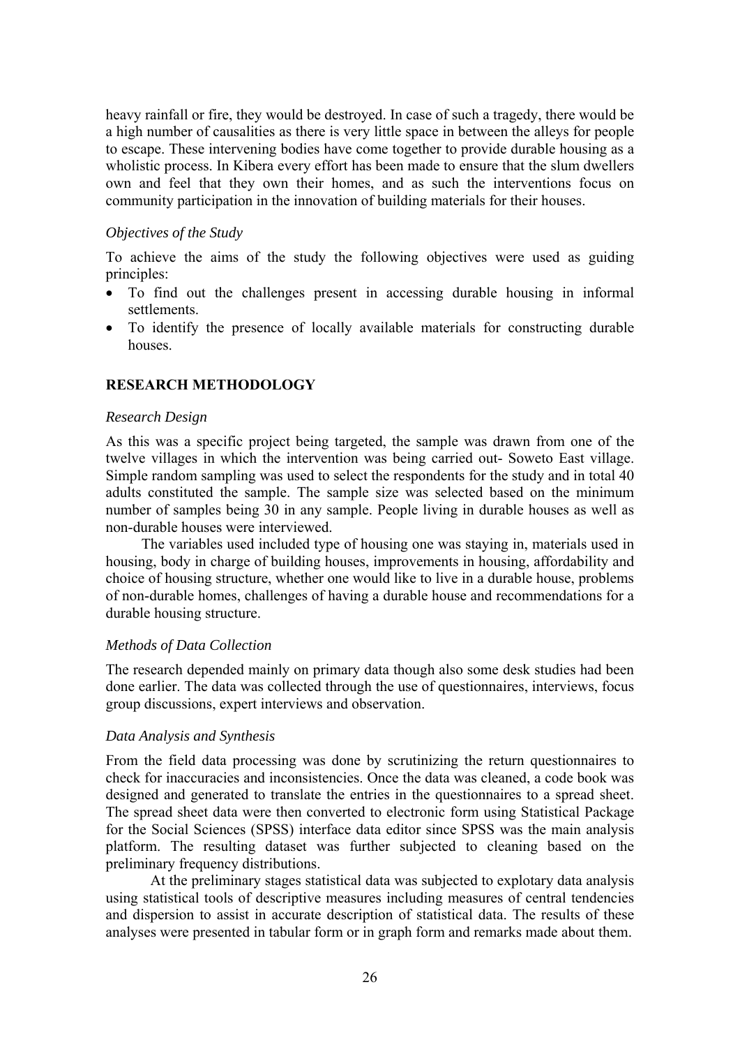heavy rainfall or fire, they would be destroyed. In case of such a tragedy, there would be a high number of causalities as there is very little space in between the alleys for people to escape. These intervening bodies have come together to provide durable housing as a wholistic process. In Kibera every effort has been made to ensure that the slum dwellers own and feel that they own their homes, and as such the interventions focus on community participation in the innovation of building materials for their houses.

### *Objectives of the Study*

To achieve the aims of the study the following objectives were used as guiding principles:

- To find out the challenges present in accessing durable housing in informal settlements.
- To identify the presence of locally available materials for constructing durable houses.

## RESEARCH METHODOLOGY

### *Research Design*

As this was a specific project being targeted, the sample was drawn from one of the twelve villages in which the intervention was being carried out- Soweto East village. Simple random sampling was used to select the respondents for the study and in total 40 adults constituted the sample. The sample size was selected based on the minimum number of samples being 30 in any sample. People living in durable houses as well as non-durable houses were interviewed.

The variables used included type of housing one was staying in, materials used in housing, body in charge of building houses, improvements in housing, affordability and choice of housing structure, whether one would like to live in a durable house, problems of non-durable homes, challenges of having a durable house and recommendations for a durable housing structure.

### *Methods of Data Collection*

The research depended mainly on primary data though also some desk studies had been done earlier. The data was collected through the use of questionnaires, interviews, focus group discussions, expert interviews and observation.

### *Data Analysis and Synthesis*

From the field data processing was done by scrutinizing the return questionnaires to check for inaccuracies and inconsistencies. Once the data was cleaned, a code book was designed and generated to translate the entries in the questionnaires to a spread sheet. The spread sheet data were then converted to electronic form using Statistical Package for the Social Sciences (SPSS) interface data editor since SPSS was the main analysis platform. The resulting dataset was further subjected to cleaning based on the preliminary frequency distributions.

At the preliminary stages statistical data was subjected to explotary data analysis using statistical tools of descriptive measures including measures of central tendencies and dispersion to assist in accurate description of statistical data. The results of these analyses were presented in tabular form or in graph form and remarks made about them.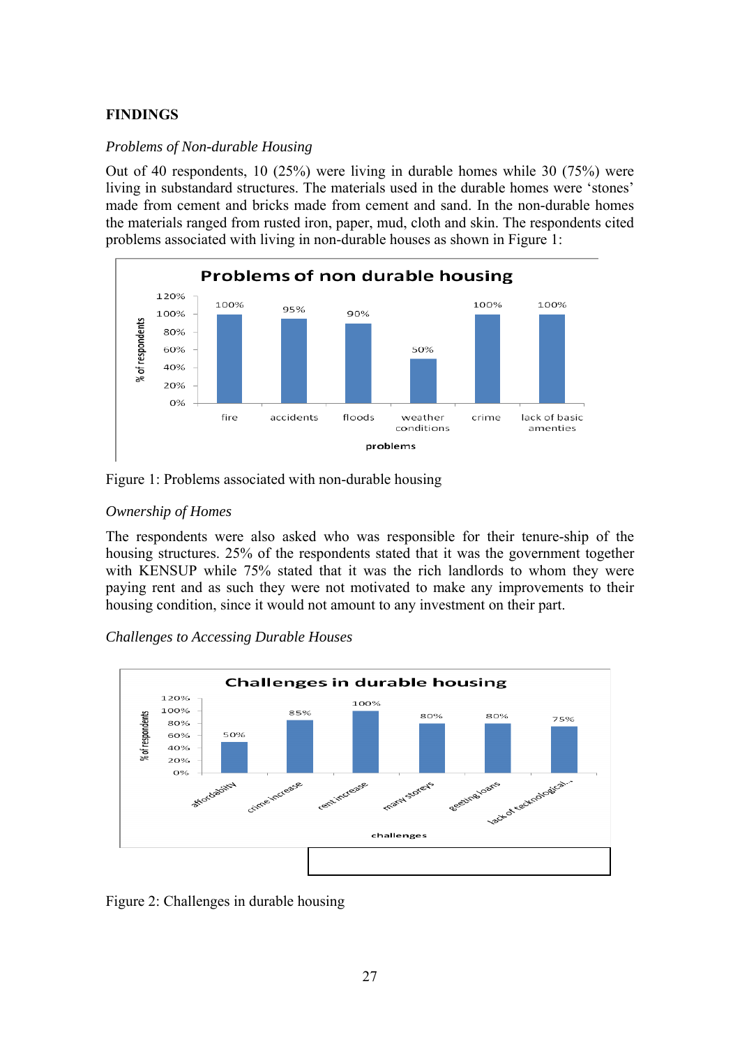## FINDINGS

### *Problems of Non-durable Housing*

Out of 40 respondents, 10 (25%) were living in durable homes while 30 (75%) were living in substandard structures. The materials used in the durable homes were 'stones' made from cement and bricks made from cement and sand. In the non-durable homes the materials ranged from rusted iron, paper, mud, cloth and skin. The respondents cited problems associated with living in non-durable houses as shown in Figure 1:

Figure 1: Problems associated with non-durable housing

### *Ownership of Homes*

The respondents were also asked who was responsible for their tenure-ship of the housing structures. 25% of the respondents stated that it was the government together with KENSUP while 75% stated that it was the rich landlords to whom they were paying rent and as such they were not motivated to make any improvements to their housing condition, since it would not amount to any investment on their part.

### *Challenges to Accessing Durable Houses*

Figure 2: Challenges in durable housing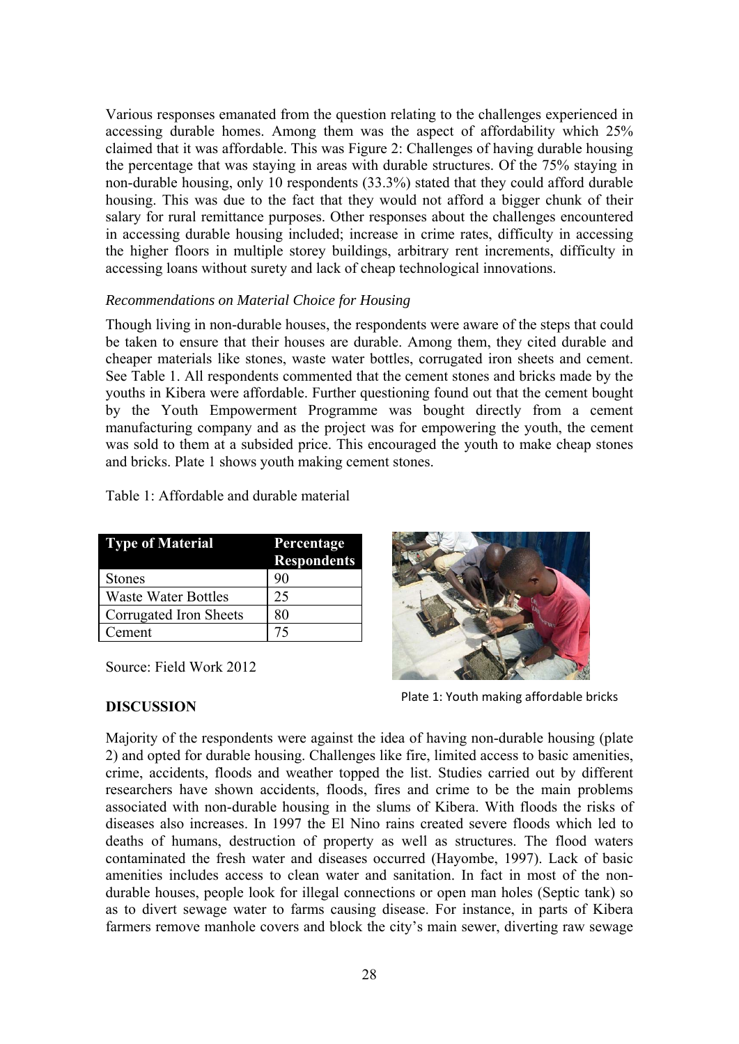Various responses emanated from the question relating to the challenges experienced in accessing durable homes. Among them was the aspect of affordability which 25% claimed that it was affordable. This was Figure 2: Challenges of having durable housing the percentage that was staying in areas with durable structures. Of the 75% staying in non-durable housing, only 10 respondents (33.3%) stated that they could afford durable housing. This was due to the fact that they would not afford a bigger chunk of their salary for rural remittance purposes. Other responses about the challenges encountered in accessing durable housing included; increase in crime rates, difficulty in accessing the higher floors in multiple storey buildings, arbitrary rent increments, difficulty in accessing loans without surety and lack of cheap technological innovations.

*Recommendations on Material Choice for Housing*

Though living in non-durable houses, the respondents were aware of the steps that could be taken to ensure that their houses are durable. Among them, they cited durable and cheaper materials like stones, waste water bottles, corrugated iron sheets and cement. See Table 1. All respondents commented that the cement stones and bricks made by the youths in Kibera were affordable. Further questioning found out that the cement bought by the Youth Empowerment Programme was bought directly from a cement manufacturing company and as the project was for empowering the youth, the cement was sold to them at a subsided price. This encouraged the youth to make cheap stones and bricks. Plate 1 shows youth making cement stones.

Table 1: Affordable and durable material

| Type of Material | Percentage Respondents |
|---|---|
| Stones | 90 |
| Waste Water Bottles | 25 |
| Corrugated Iron Sheets | 80 |
| Cement | 75 |

Source: Field Work 2012

Plate 1: Youth making affordable bricks

**DISCUSSION**

Majority of the respondents were against the idea of having non-durable housing (plate 2) and opted for durable housing. Challenges like fire, limited access to basic amenities, crime, accidents, floods and weather topped the list. Studies carried out by different researchers have shown accidents, floods, fires and crime to be the main problems associated with non-durable housing in the slums of Kibera. With floods the risks of diseases also increases. In 1997 the El Nino rains created severe floods which led to deaths of humans, destruction of property as well as structures. The flood waters contaminated the fresh water and diseases occurred (Hayombe, 1997). Lack of basic amenities includes access to clean water and sanitation. In fact in most of the non-durable houses, people look for illegal connections or open man holes (Septic tank) so as to divert sewage water to farms causing disease. For instance, in parts of Kibera farmers remove manhole covers and block the city's main sewer, diverting raw sewage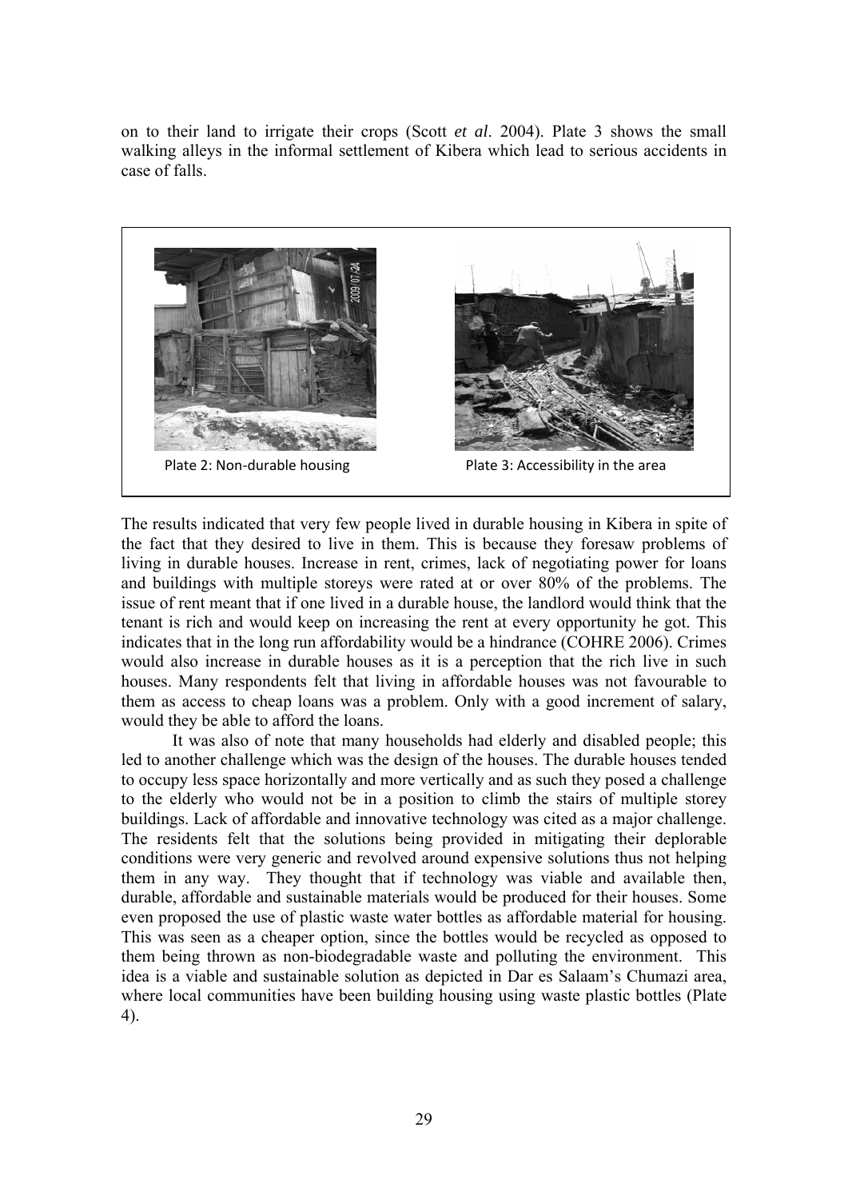on to their land to irrigate their crops (Scott *et al*. 2004). Plate 3 shows the small walking alleys in the informal settlement of Kibera which lead to serious accidents in case of falls.

Plate 2: Non-durable housing

Plate 3: Accessibility in the area

The results indicated that very few people lived in durable housing in Kibera in spite of the fact that they desired to live in them. This is because they foresaw problems of living in durable houses. Increase in rent, crimes, lack of negotiating power for loans and buildings with multiple storeys were rated at or over 80% of the problems. The issue of rent meant that if one lived in a durable house, the landlord would think that the tenant is rich and would keep on increasing the rent at every opportunity he got. This indicates that in the long run affordability would be a hindrance (COHRE 2006). Crimes would also increase in durable houses as it is a perception that the rich live in such houses. Many respondents felt that living in affordable houses was not favourable to them as access to cheap loans was a problem. Only with a good increment of salary, would they be able to afford the loans.

It was also of note that many households had elderly and disabled people; this led to another challenge which was the design of the houses. The durable houses tended to occupy less space horizontally and more vertically and as such they posed a challenge to the elderly who would not be in a position to climb the stairs of multiple storey buildings. Lack of affordable and innovative technology was cited as a major challenge. The residents felt that the solutions being provided in mitigating their deplorable conditions were very generic and revolved around expensive solutions thus not helping them in any way. They thought that if technology was viable and available then, durable, affordable and sustainable materials would be produced for their houses. Some even proposed the use of plastic waste water bottles as affordable material for housing. This was seen as a cheaper option, since the bottles would be recycled as opposed to them being thrown as non-biodegradable waste and polluting the environment. This idea is a viable and sustainable solution as depicted in Dar es Salaam's Chumazi area, where local communities have been building housing using waste plastic bottles (Plate 4).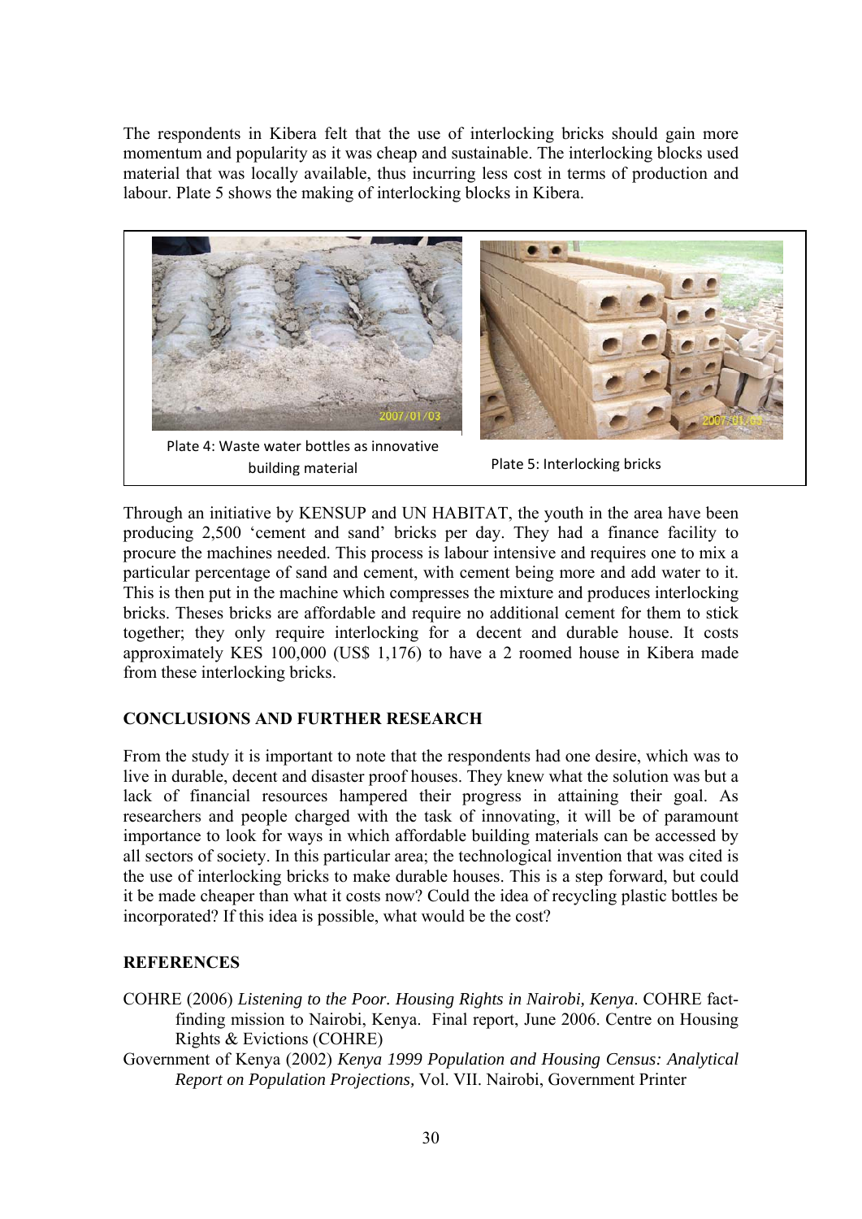The respondents in Kibera felt that the use of interlocking bricks should gain more momentum and popularity as it was cheap and sustainable. The interlocking blocks used material that was locally available, thus incurring less cost in terms of production and labour. Plate 5 shows the making of interlocking blocks in Kibera.

Plate 4: Waste water bottles as innovative building material

Plate 5: Interlocking bricks

Through an initiative by KENSUP and UN HABITAT, the youth in the area have been producing 2,500 'cement and sand' bricks per day. They had a finance facility to procure the machines needed. This process is labour intensive and requires one to mix a particular percentage of sand and cement, with cement being more and add water to it. This is then put in the machine which compresses the mixture and produces interlocking bricks. Theses bricks are affordable and require no additional cement for them to stick together; they only require interlocking for a decent and durable house. It costs approximately KES 100,000 (US$ 1,176) to have a 2 roomed house in Kibera made from these interlocking bricks.

## CONCLUSIONS AND FURTHER RESEARCH

From the study it is important to note that the respondents had one desire, which was to live in durable, decent and disaster proof houses. They knew what the solution was but a lack of financial resources hampered their progress in attaining their goal. As researchers and people charged with the task of innovating, it will be of paramount importance to look for ways in which affordable building materials can be accessed by all sectors of society. In this particular area; the technological invention that was cited is the use of interlocking bricks to make durable houses. This is a step forward, but could it be made cheaper than what it costs now? Could the idea of recycling plastic bottles be incorporated? If this idea is possible, what would be the cost?

## REFERENCES

COHRE (2006) *Listening to the Poor. Housing Rights in Nairobi, Kenya*. COHRE fact-finding mission to Nairobi, Kenya. Final report, June 2006. Centre on Housing Rights & Evictions (COHRE)

Government of Kenya (2002) *Kenya 1999 Population and Housing Census: Analytical Report on Population Projections,* Vol. VII. Nairobi, Government Printer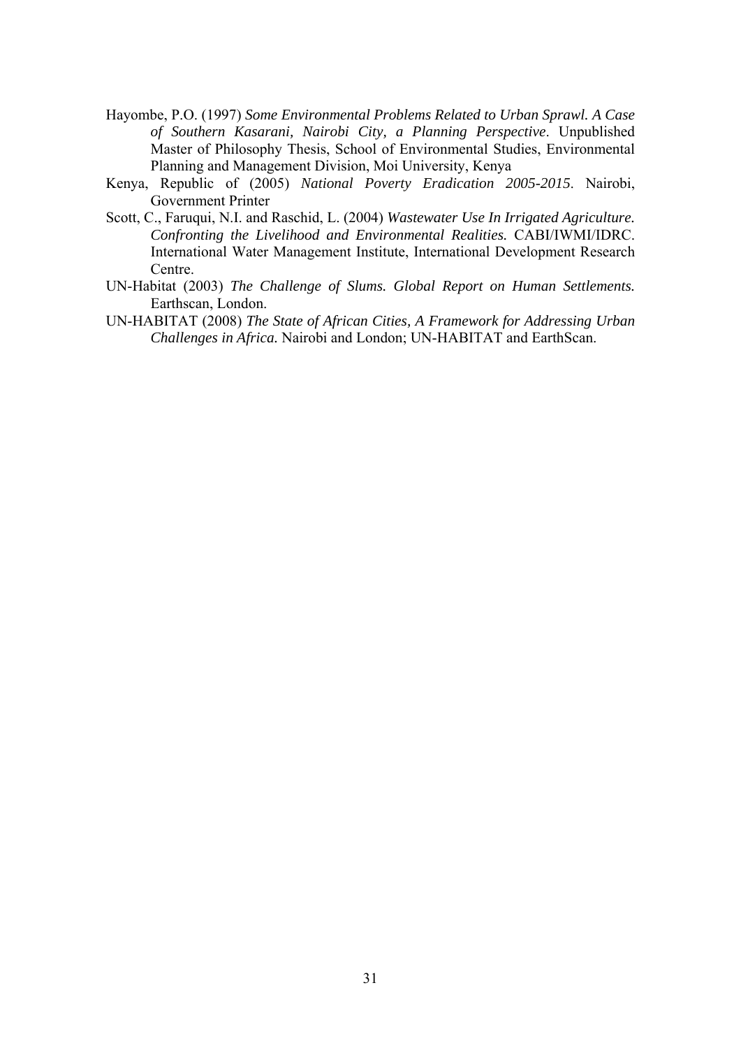Hayombe, P.O. (1997) *Some Environmental Problems Related to Urban Sprawl. A Case of Southern Kasarani, Nairobi City, a Planning Perspective*. Unpublished Master of Philosophy Thesis, School of Environmental Studies, Environmental Planning and Management Division, Moi University, Kenya

Kenya, Republic of (2005) *National Poverty Eradication 2005-2015*. Nairobi, Government Printer

Scott, C., Faruqui, N.I. and Raschid, L. (2004) *Wastewater Use In Irrigated Agriculture. Confronting the Livelihood and Environmental Realities.* CABI/IWMI/IDRC. International Water Management Institute, International Development Research Centre.

UN-Habitat (2003) *The Challenge of Slums. Global Report on Human Settlements.* Earthscan, London.

UN-HABITAT (2008) *The State of African Cities, A Framework for Addressing Urban Challenges in Africa.* Nairobi and London; UN-HABITAT and EarthScan.